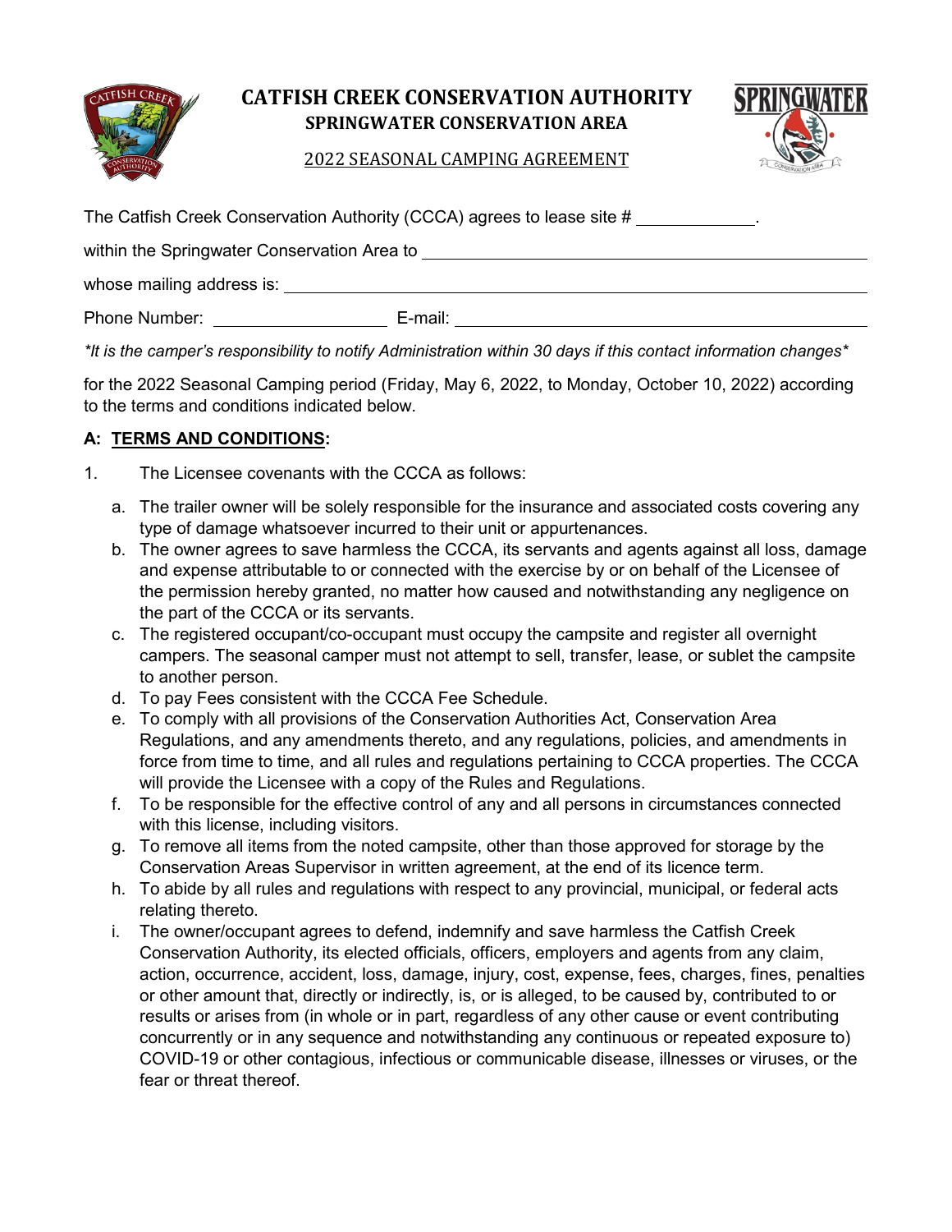# CATFISH CREEK CONSERVATION AUTHORITY

## SPRINGWATER CONSERVATION AREA

2022 SEASONAL CAMPING AGREEMENT

The Catfish Creek Conservation Authority (CCCA) agrees to lease site # ____________.

within the Springwater Conservation Area to ____________________________________________

whose mailing address is: ____________________________________________

Phone Number: ____________________ E-mail: ____________________________________________

*\*It is the camper's responsibility to notify Administration within 30 days if this contact information changes\**

for the 2022 Seasonal Camping period (Friday, May 6, 2022, to Monday, October 10, 2022) according to the terms and conditions indicated below.

**A: TERMS AND CONDITIONS:**

1. The Licensee covenants with the CCCA as follows:

   a. The trailer owner will be solely responsible for the insurance and associated costs covering any type of damage whatsoever incurred to their unit or appurtenances.
   b. The owner agrees to save harmless the CCCA, its servants and agents against all loss, damage and expense attributable to or connected with the exercise by or on behalf of the Licensee of the permission hereby granted, no matter how caused and notwithstanding any negligence on the part of the CCCA or its servants.
   c. The registered occupant/co-occupant must occupy the campsite and register all overnight campers. The seasonal camper must not attempt to sell, transfer, lease, or sublet the campsite to another person.
   d. To pay Fees consistent with the CCCA Fee Schedule.
   e. To comply with all provisions of the Conservation Authorities Act, Conservation Area Regulations, and any amendments thereto, and any regulations, policies, and amendments in force from time to time, and all rules and regulations pertaining to CCCA properties. The CCCA will provide the Licensee with a copy of the Rules and Regulations.
   f. To be responsible for the effective control of any and all persons in circumstances connected with this license, including visitors.
   g. To remove all items from the noted campsite, other than those approved for storage by the Conservation Areas Supervisor in written agreement, at the end of its licence term.
   h. To abide by all rules and regulations with respect to any provincial, municipal, or federal acts relating thereto.
   i. The owner/occupant agrees to defend, indemnify and save harmless the Catfish Creek Conservation Authority, its elected officials, officers, employers and agents from any claim, action, occurrence, accident, loss, damage, injury, cost, expense, fees, charges, fines, penalties or other amount that, directly or indirectly, is, or is alleged, to be caused by, contributed to or results or arises from (in whole or in part, regardless of any other cause or event contributing concurrently or in any sequence and notwithstanding any continuous or repeated exposure to) COVID-19 or other contagious, infectious or communicable disease, illnesses or viruses, or the fear or threat thereof.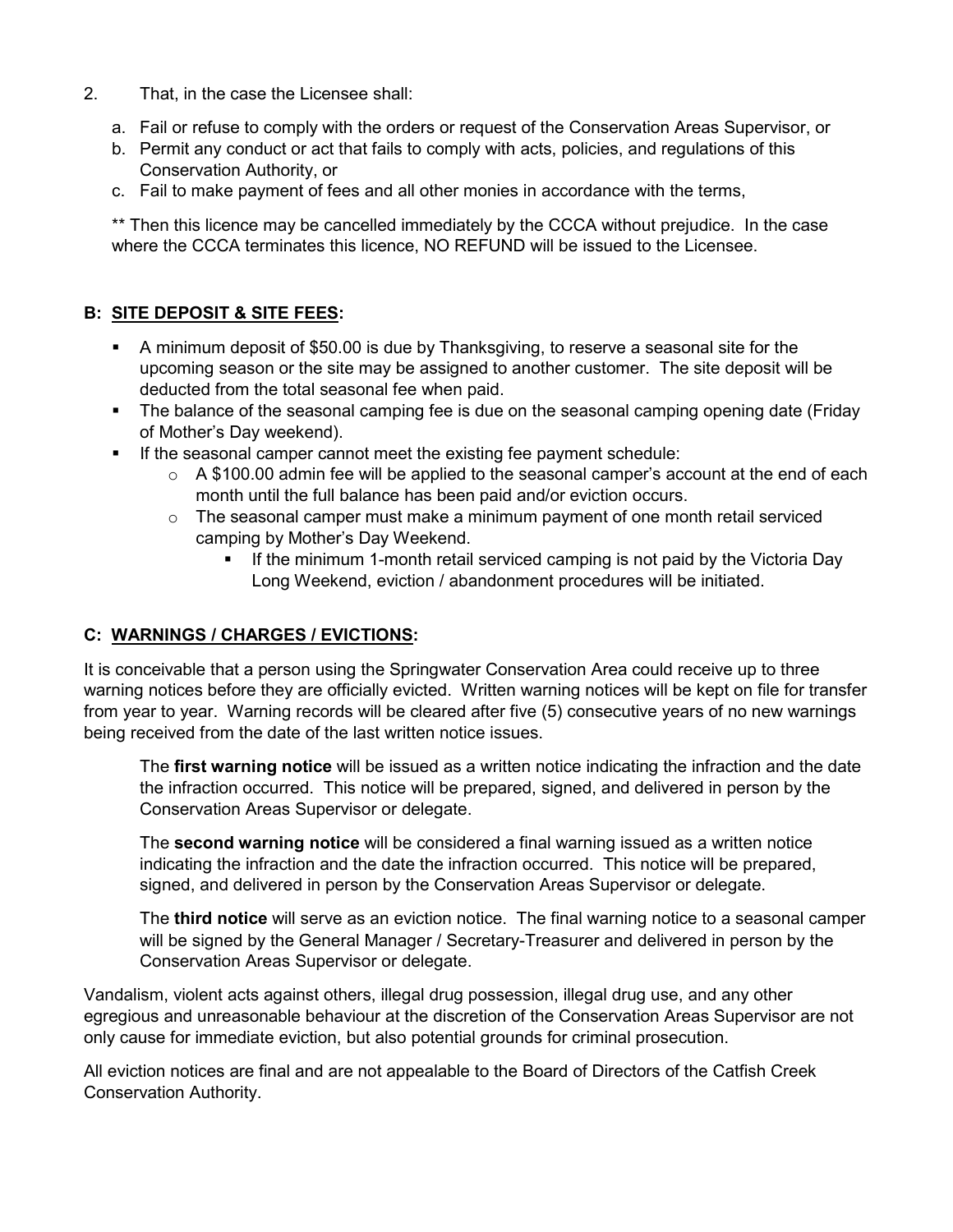2. That, in the case the Licensee shall:

   a. Fail or refuse to comply with the orders or request of the Conservation Areas Supervisor, or
   b. Permit any conduct or act that fails to comply with acts, policies, and regulations of this Conservation Authority, or
   c. Fail to make payment of fees and all other monies in accordance with the terms,

   ** Then this licence may be cancelled immediately by the CCCA without prejudice. In the case where the CCCA terminates this licence, NO REFUND will be issued to the Licensee.

## B: SITE DEPOSIT & SITE FEES:

- A minimum deposit of $50.00 is due by Thanksgiving, to reserve a seasonal site for the upcoming season or the site may be assigned to another customer. The site deposit will be deducted from the total seasonal fee when paid.
- The balance of the seasonal camping fee is due on the seasonal camping opening date (Friday of Mother's Day weekend).
- If the seasonal camper cannot meet the existing fee payment schedule:
  - A $100.00 admin fee will be applied to the seasonal camper's account at the end of each month until the full balance has been paid and/or eviction occurs.
  - The seasonal camper must make a minimum payment of one month retail serviced camping by Mother's Day Weekend.
    - If the minimum 1-month retail serviced camping is not paid by the Victoria Day Long Weekend, eviction / abandonment procedures will be initiated.

## C: WARNINGS / CHARGES / EVICTIONS:

It is conceivable that a person using the Springwater Conservation Area could receive up to three warning notices before they are officially evicted. Written warning notices will be kept on file for transfer from year to year. Warning records will be cleared after five (5) consecutive years of no new warnings being received from the date of the last written notice issues.

The **first warning notice** will be issued as a written notice indicating the infraction and the date the infraction occurred. This notice will be prepared, signed, and delivered in person by the Conservation Areas Supervisor or delegate.

The **second warning notice** will be considered a final warning issued as a written notice indicating the infraction and the date the infraction occurred. This notice will be prepared, signed, and delivered in person by the Conservation Areas Supervisor or delegate.

The **third notice** will serve as an eviction notice. The final warning notice to a seasonal camper will be signed by the General Manager / Secretary-Treasurer and delivered in person by the Conservation Areas Supervisor or delegate.

Vandalism, violent acts against others, illegal drug possession, illegal drug use, and any other egregious and unreasonable behaviour at the discretion of the Conservation Areas Supervisor are not only cause for immediate eviction, but also potential grounds for criminal prosecution.

All eviction notices are final and are not appealable to the Board of Directors of the Catfish Creek Conservation Authority.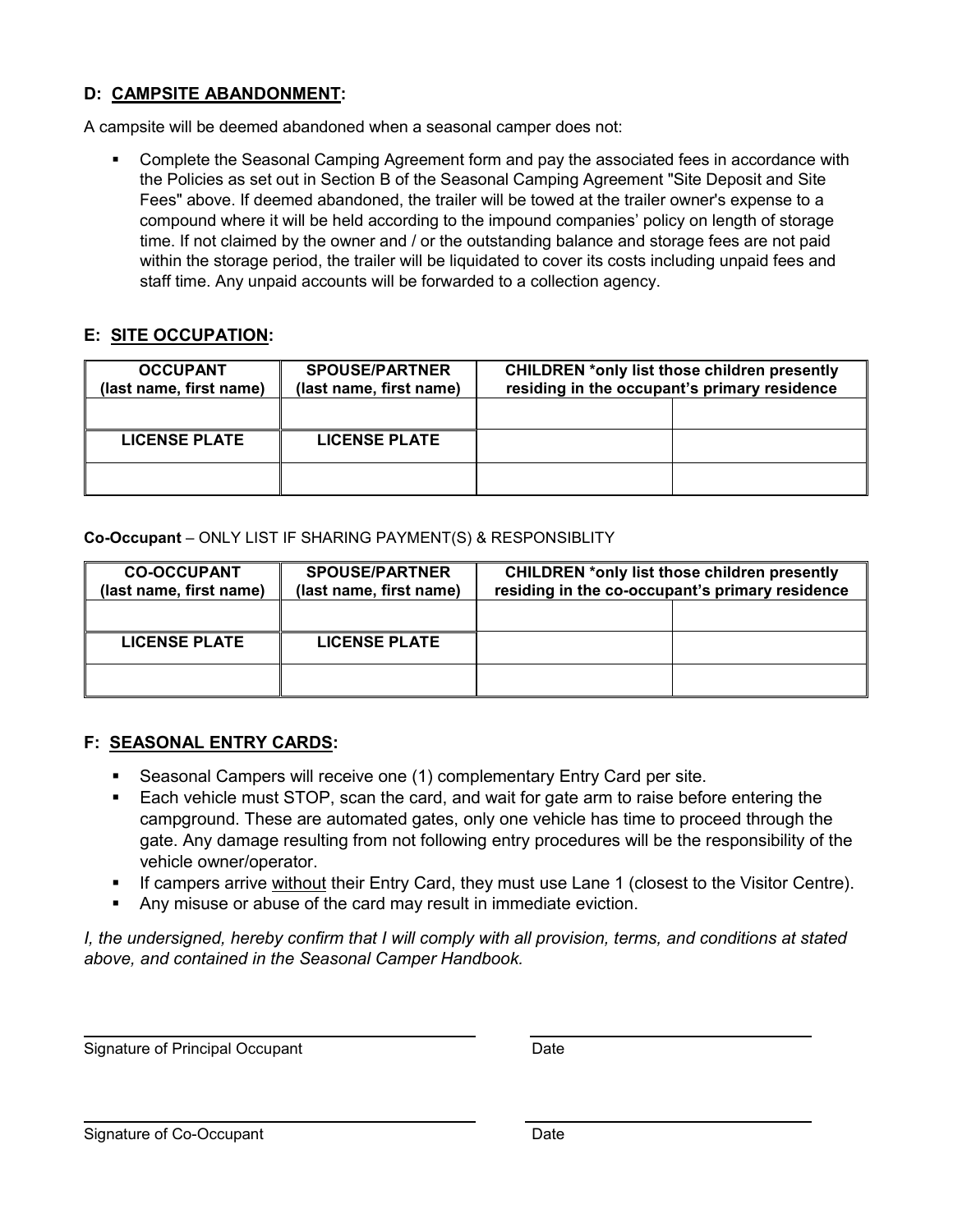### D: <u>CAMPSITE ABANDONMENT</u>:

A campsite will be deemed abandoned when a seasonal camper does not:

- Complete the Seasonal Camping Agreement form and pay the associated fees in accordance with the Policies as set out in Section B of the Seasonal Camping Agreement "Site Deposit and Site Fees" above. If deemed abandoned, the trailer will be towed at the trailer owner's expense to a compound where it will be held according to the impound companies' policy on length of storage time. If not claimed by the owner and / or the outstanding balance and storage fees are not paid within the storage period, the trailer will be liquidated to cover its costs including unpaid fees and staff time. Any unpaid accounts will be forwarded to a collection agency.

### E: <u>SITE OCCUPATION</u>:

| OCCUPANT (last name, first name) | SPOUSE/PARTNER (last name, first name) | CHILDREN *only list those children presently residing in the occupant's primary residence | |
|---|---|---|---|
| | | | |
| **LICENSE PLATE** | **LICENSE PLATE** | | |
| | | | |

**Co-Occupant** – ONLY LIST IF SHARING PAYMENT(S) & RESPONSIBLITY

| CO-OCCUPANT (last name, first name) | SPOUSE/PARTNER (last name, first name) | CHILDREN *only list those children presently residing in the co-occupant's primary residence | |
|---|---|---|---|
| | | | |
| **LICENSE PLATE** | **LICENSE PLATE** | | |
| | | | |

### F: <u>SEASONAL ENTRY CARDS</u>:

- Seasonal Campers will receive one (1) complementary Entry Card per site.
- Each vehicle must STOP, scan the card, and wait for gate arm to raise before entering the campground. These are automated gates, only one vehicle has time to proceed through the gate. Any damage resulting from not following entry procedures will be the responsibility of the vehicle owner/operator.
- If campers arrive <u>without</u> their Entry Card, they must use Lane 1 (closest to the Visitor Centre).
- Any misuse or abuse of the card may result in immediate eviction.

*I, the undersigned, hereby confirm that I will comply with all provision, terms, and conditions at stated above, and contained in the Seasonal Camper Handbook.*

______________________________ &nbsp;&nbsp;&nbsp;&nbsp; ______________________

Signature of Principal Occupant &nbsp;&nbsp;&nbsp;&nbsp; Date

______________________________ &nbsp;&nbsp;&nbsp;&nbsp; ______________________

Signature of Co-Occupant &nbsp;&nbsp;&nbsp;&nbsp; Date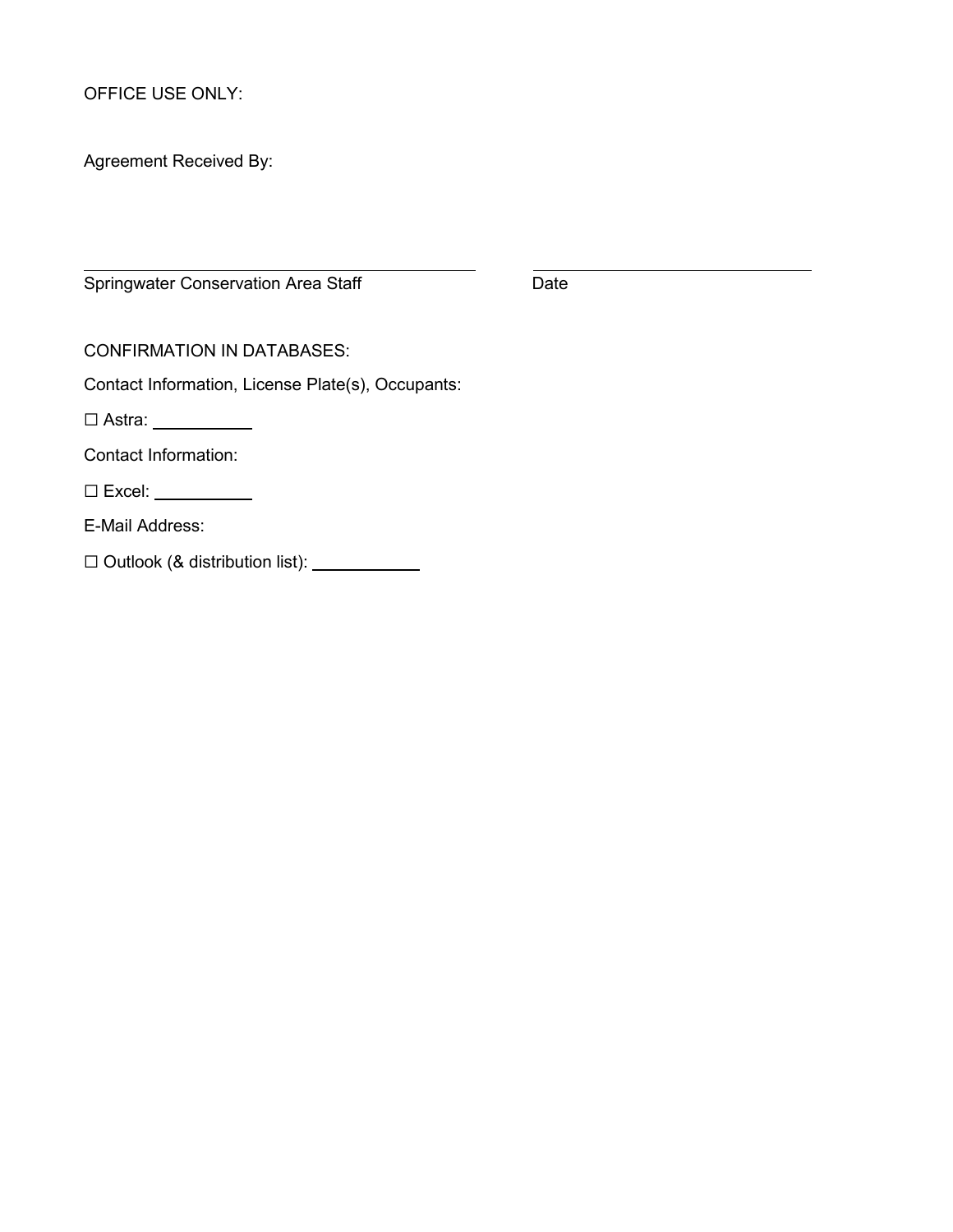OFFICE USE ONLY:

Agreement Received By:

\_\_\_\_\_\_\_\_\_\_\_\_\_\_\_\_\_\_\_\_\_\_\_\_\_\_\_\_\_\_\_\_\_\_\_\_\_\_\_\_ \_\_\_\_\_\_\_\_\_\_\_\_\_\_\_\_\_\_\_\_\_\_\_\_\_\_\_\_\_\_

Springwater Conservation Area Staff Date

CONFIRMATION IN DATABASES:

Contact Information, License Plate(s), Occupants:

☐ Astra: \_\_\_\_\_\_\_\_\_\_

Contact Information:

☐ Excel: \_\_\_\_\_\_\_\_\_\_

E-Mail Address:

☐ Outlook (& distribution list): \_\_\_\_\_\_\_\_\_\_\_